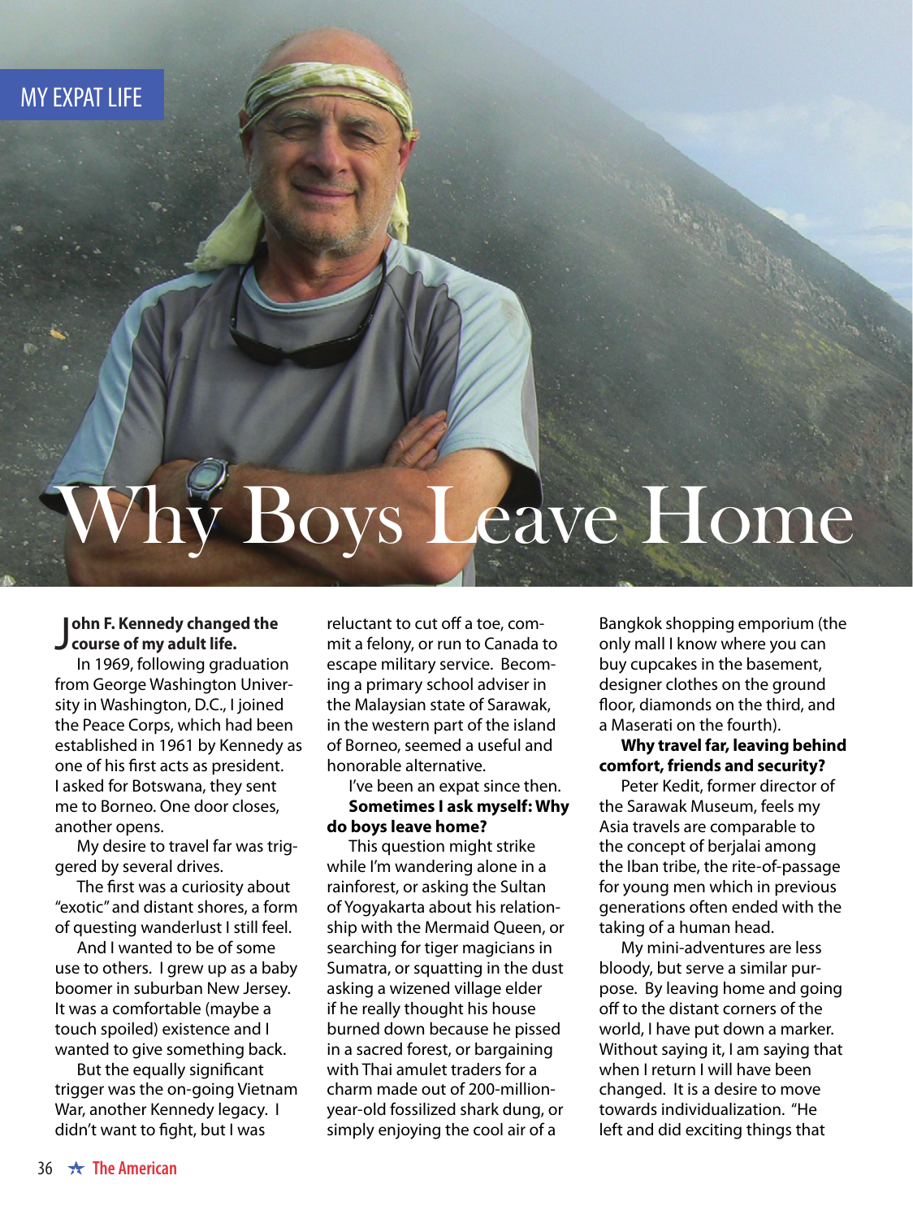MY EXPAT LIFE

# Why Boys Leave Home

**John F. Kennedy changed the course of my adult life.**

In 1969, following graduation from George Washington University in Washington, D.C., I joined the Peace Corps, which had been established in 1961 by Kennedy as one of his first acts as president. I asked for Botswana, they sent me to Borneo. One door closes, another opens.

My desire to travel far was triggered by several drives.

The first was a curiosity about "exotic" and distant shores, a form of questing wanderlust I still feel.

And I wanted to be of some use to others. I grew up as a baby boomer in suburban New Jersey. It was a comfortable (maybe a touch spoiled) existence and I wanted to give something back.

But the equally significant trigger was the on-going Vietnam War, another Kennedy legacy. I didn't want to fight, but I was reluctant to cut off a toe, commit a felony, or run to Canada to escape military service. Becoming a primary school adviser in the Malaysian state of Sarawak, in the western part of the island of Borneo, seemed a useful and honorable alternative.

I've been an expat since then.

**Sometimes I ask myself: Why do boys leave home?**

This question might strike while I'm wandering alone in a rainforest, or asking the Sultan of Yogyakarta about his relationship with the Mermaid Queen, or searching for tiger magicians in Sumatra, or squatting in the dust asking a wizened village elder if he really thought his house burned down because he pissed in a sacred forest, or bargaining with Thai amulet traders for a charm made out of 200-million-year-old fossilized shark dung, or simply enjoying the cool air of a Bangkok shopping emporium (the only mall I know where you can buy cupcakes in the basement, designer clothes on the ground floor, diamonds on the third, and a Maserati on the fourth).

**Why travel far, leaving behind comfort, friends and security?**

Peter Kedit, former director of the Sarawak Museum, feels my Asia travels are comparable to the concept of berjalai among the Iban tribe, the rite-of-passage for young men which in previous generations often ended with the taking of a human head.

My mini-adventures are less bloody, but serve a similar purpose. By leaving home and going off to the distant corners of the world, I have put down a marker. Without saying it, I am saying that when I return I will have been changed. It is a desire to move towards individualization. "He left and did exciting things that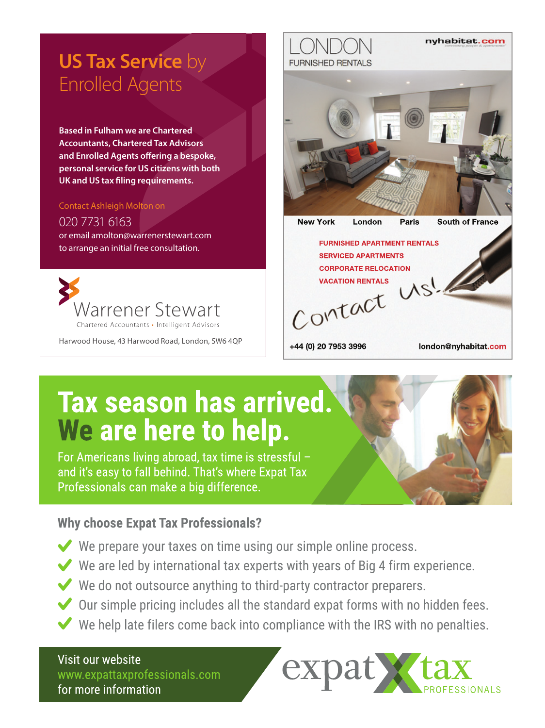## US Tax Service by Enrolled Agents

**Based in Fulham we are Chartered Accountants, Chartered Tax Advisors and Enrolled Agents offering a bespoke, personal service for US citizens with both UK and US tax filing requirements.**

Contact Ashleigh Molton on

020 7731 6163

or email amolton@warrenerstewart.com to arrange an initial free consultation.

Warrener Stewart

Chartered Accountants • Intelligent Advisors

Harwood House, 43 Harwood Road, London, SW6 4QP

---

## LONDON

FURNISHED RENTALS

nyhabitat.com

New York | London | Paris | South of France

FURNISHED APARTMENT RENTALS
SERVICED APARTMENTS
CORPORATE RELOCATION
VACATION RENTALS

Contact Us!

+44 (0) 20 7953 3996 | london@nyhabitat.com

---

# Tax season has arrived. We are here to help.

For Americans living abroad, tax time is stressful – and it's easy to fall behind. That's where Expat Tax Professionals can make a big difference.

### Why choose Expat Tax Professionals?

- ✔ We prepare your taxes on time using our simple online process.
- ✔ We are led by international tax experts with years of Big 4 firm experience.
- ✔ We do not outsource anything to third-party contractor preparers.
- ✔ Our simple pricing includes all the standard expat forms with no hidden fees.
- ✔ We help late filers come back into compliance with the IRS with no penalties.

Visit our website
www.expattaxprofessionals.com
for more information

expat X tax PROFESSIONALS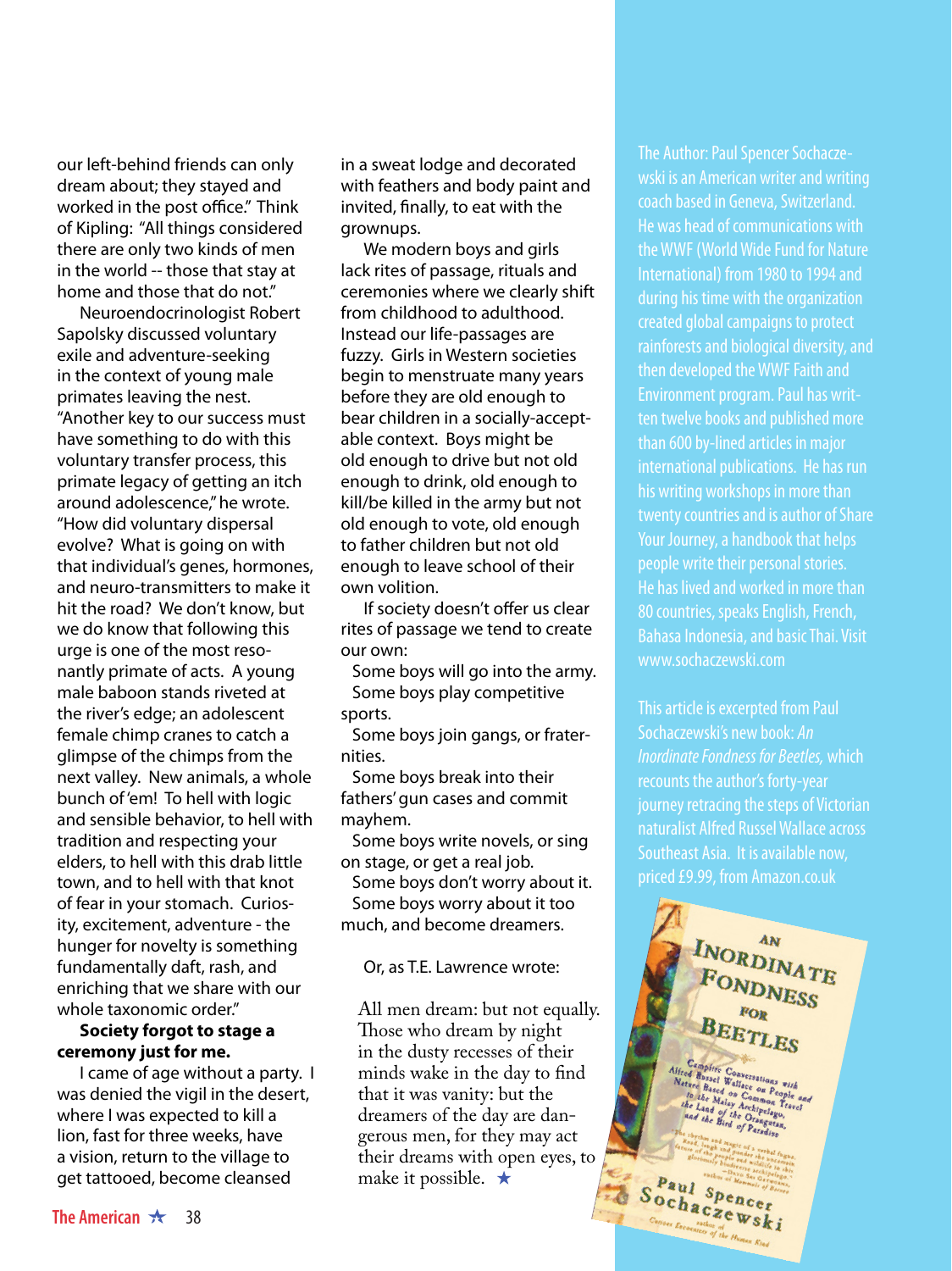our left-behind friends can only dream about; they stayed and worked in the post office." Think of Kipling: "All things considered there are only two kinds of men in the world -- those that stay at home and those that do not."

Neuroendocrinologist Robert Sapolsky discussed voluntary exile and adventure-seeking in the context of young male primates leaving the nest. "Another key to our success must have something to do with this voluntary transfer process, this primate legacy of getting an itch around adolescence," he wrote. "How did voluntary dispersal evolve? What is going on with that individual's genes, hormones, and neuro-transmitters to make it hit the road? We don't know, but we do know that following this urge is one of the most resonantly primate of acts. A young male baboon stands riveted at the river's edge; an adolescent female chimp cranes to catch a glimpse of the chimps from the next valley. New animals, a whole bunch of 'em! To hell with logic and sensible behavior, to hell with tradition and respecting your elders, to hell with this drab little town, and to hell with that knot of fear in your stomach. Curiosity, excitement, adventure - the hunger for novelty is something fundamentally daft, rash, and enriching that we share with our whole taxonomic order."

**Society forgot to stage a ceremony just for me.**

I came of age without a party. I was denied the vigil in the desert, where I was expected to kill a lion, fast for three weeks, have a vision, return to the village to get tattooed, become cleansed in a sweat lodge and decorated with feathers and body paint and invited, finally, to eat with the grownups.

We modern boys and girls lack rites of passage, rituals and ceremonies where we clearly shift from childhood to adulthood. Instead our life-passages are fuzzy. Girls in Western societies begin to menstruate many years before they are old enough to bear children in a socially-acceptable context. Boys might be old enough to drive but not old enough to drink, old enough to kill/be killed in the army but not old enough to vote, old enough to father children but not old enough to leave school of their own volition.

If society doesn't offer us clear rites of passage we tend to create our own:

Some boys will go into the army.
Some boys play competitive sports.
Some boys join gangs, or fraternities.
Some boys break into their fathers' gun cases and commit mayhem.
Some boys write novels, or sing on stage, or get a real job.
Some boys don't worry about it.
Some boys worry about it too much, and become dreamers.

Or, as T.E. Lawrence wrote:

All men dream: but not equally. Those who dream by night in the dusty recesses of their minds wake in the day to find that it was vanity: but the dreamers of the day are dangerous men, for they may act their dreams with open eyes, to make it possible. ★

The Author: Paul Spencer Sochaczewski is an American writer and writing coach based in Geneva, Switzerland. He was head of communications with the WWF (World Wide Fund for Nature International) from 1980 to 1994 and during his time with the organization created global campaigns to protect rainforests and biological diversity, and then developed the WWF Faith and Environment program. Paul has written twelve books and published more than 600 by-lined articles in major international publications. He has run his writing workshops in more than twenty countries and is author of Share Your Journey, a handbook that helps people write their personal stories. He has lived and worked in more than 80 countries, speaks English, French, Bahasa Indonesia, and basic Thai. Visit www.sochaczewski.com

This article is excerpted from Paul Sochaczewski's new book: *An Inordinate Fondness for Beetles,* which recounts the author's forty-year journey retracing the steps of Victorian naturalist Alfred Russel Wallace across Southeast Asia. It is available now, priced £9.99, from Amazon.co.uk